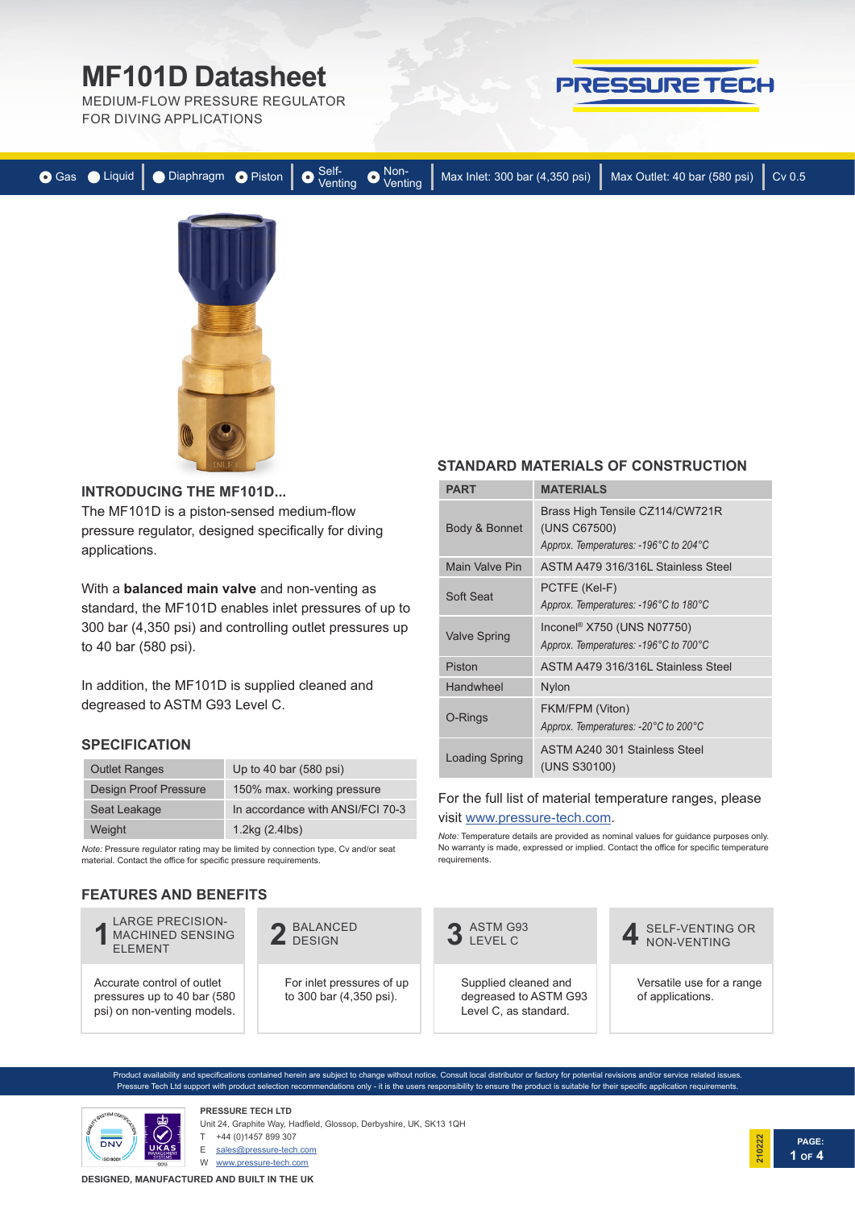# MF101D Datasheet

MEDIUM-FLOW PRESSURE REGULATOR
FOR DIVING APPLICATIONS

PRESSURE TECH

Gas | Liquid | Diaphragm | Piston | Self-Venting | Non-Venting | Max Inlet: 300 bar (4,350 psi) | Max Outlet: 40 bar (580 psi) | Cv 0.5

## INTRODUCING THE MF101D...

The MF101D is a piston-sensed medium-flow pressure regulator, designed specifically for diving applications.

With a **balanced main valve** and non-venting as standard, the MF101D enables inlet pressures of up to 300 bar (4,350 psi) and controlling outlet pressures up to 40 bar (580 psi).

In addition, the MF101D is supplied cleaned and degreased to ASTM G93 Level C.

## SPECIFICATION

| | |
|---|---|
| Outlet Ranges | Up to 40 bar (580 psi) |
| Design Proof Pressure | 150% max. working pressure |
| Seat Leakage | In accordance with ANSI/FCI 70-3 |
| Weight | 1.2kg (2.4lbs) |

*Note:* Pressure regulator rating may be limited by connection type, Cv and/or seat material. Contact the office for specific pressure requirements.

## STANDARD MATERIALS OF CONSTRUCTION

| PART | MATERIALS |
|---|---|
| Body & Bonnet | Brass High Tensile CZ114/CW721R (UNS C67500) *Approx. Temperatures: -196°C to 204°C* |
| Main Valve Pin | ASTM A479 316/316L Stainless Steel |
| Soft Seat | PCTFE (Kel-F) *Approx. Temperatures: -196°C to 180°C* |
| Valve Spring | Inconel® X750 (UNS N07750) *Approx. Temperatures: -196°C to 700°C* |
| Piston | ASTM A479 316/316L Stainless Steel |
| Handwheel | Nylon |
| O-Rings | FKM/FPM (Viton) *Approx. Temperatures: -20°C to 200°C* |
| Loading Spring | ASTM A240 301 Stainless Steel (UNS S30100) |

For the full list of material temperature ranges, please visit www.pressure-tech.com.

*Note:* Temperature details are provided as nominal values for guidance purposes only. No warranty is made, expressed or implied. Contact the office for specific temperature requirements.

## FEATURES AND BENEFITS

**1 LARGE PRECISION-MACHINED SENSING ELEMENT**
Accurate control of outlet pressures up to 40 bar (580 psi) on non-venting models.

**2 BALANCED DESIGN**
For inlet pressures of up to 300 bar (4,350 psi).

**3 ASTM G93 LEVEL C**
Supplied cleaned and degreased to ASTM G93 Level C, as standard.

**4 SELF-VENTING OR NON-VENTING**
Versatile use for a range of applications.

Product availability and specifications contained herein are subject to change without notice. Consult local distributor or factory for potential revisions and/or service related issues. Pressure Tech Ltd support with product selection recommendations only - it is the users responsibility to ensure the product is suitable for their specific application requirements.

**PRESSURE TECH LTD**
Unit 24, Graphite Way, Hadfield, Glossop, Derbyshire, UK, SK13 1QH
T +44 (0)1457 899 307
E sales@pressure-tech.com
W www.pressure-tech.com

210222

**DESIGNED, MANUFACTURED AND BUILT IN THE UK**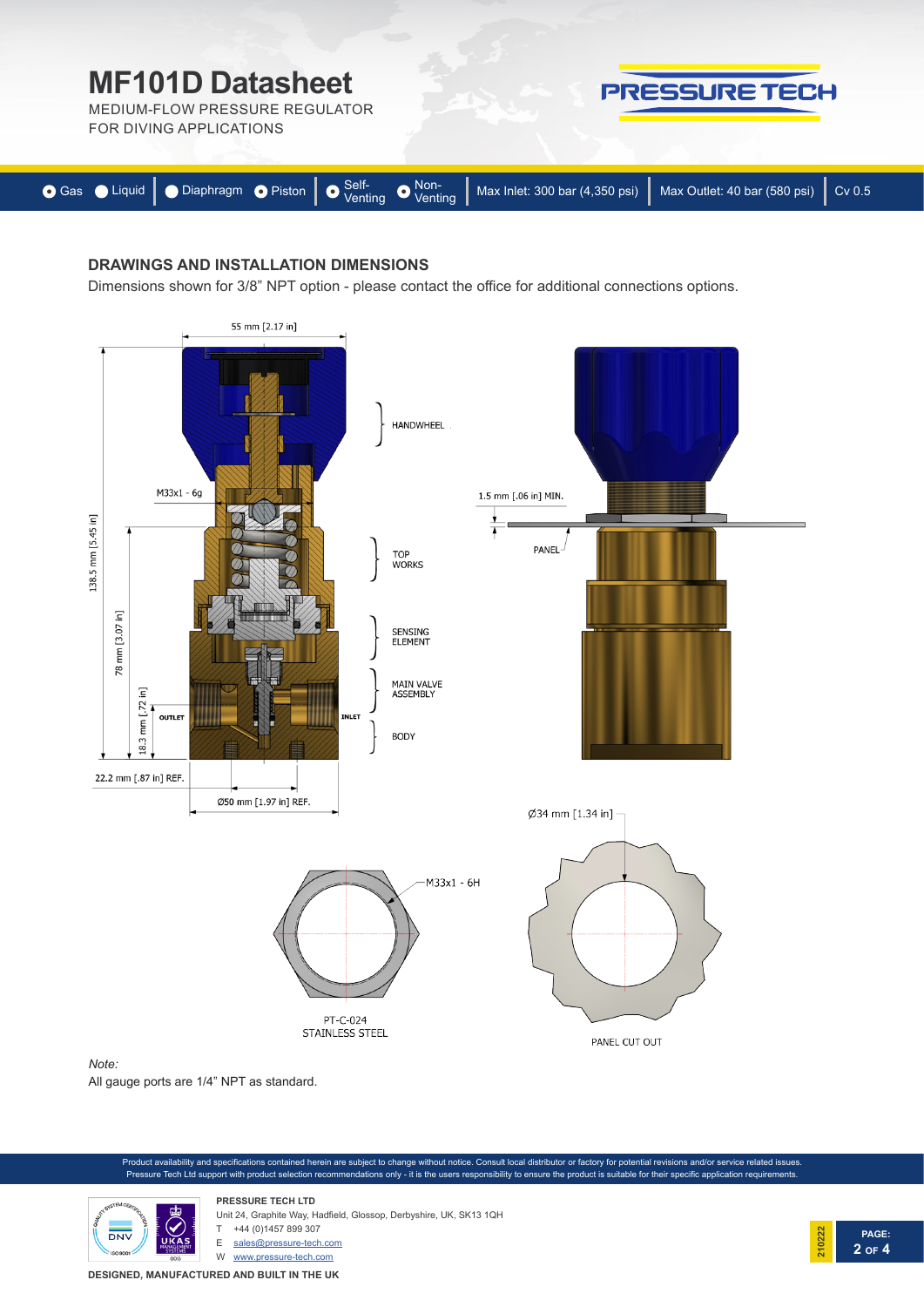# MF101D Datasheet

MEDIUM-FLOW PRESSURE REGULATOR
FOR DIVING APPLICATIONS

Gas | Liquid | Diaphragm | Piston | Self-Venting | Non-Venting | Max Inlet: 300 bar (4,350 psi) | Max Outlet: 40 bar (580 psi) | Cv 0.5

## DRAWINGS AND INSTALLATION DIMENSIONS

Dimensions shown for 3/8" NPT option - please contact the office for additional connections options.

55 mm [2.17 in]

M33x1 - 6g

HANDWHEEL

TOP WORKS

SENSING ELEMENT

MAIN VALVE ASSEMBLY

BODY

OUTLET

INLET

138.5 mm [5.45 in]

78 mm [3.07 in]

18.3 mm [.72 in]

22.2 mm [.87 in] REF.

Ø50 mm [1.97 in] REF.

1.5 mm [.06 in] MIN.

PANEL

Ø34 mm [1.34 in]

M33x1 - 6H

PT-C-024
STAINLESS STEEL

PANEL CUT OUT

*Note:*
All gauge ports are 1/4" NPT as standard.

Product availability and specifications contained herein are subject to change without notice. Consult local distributor or factory for potential revisions and/or service related issues. Pressure Tech Ltd support with product selection recommendations only - it is the users responsibility to ensure the product is suitable for their specific application requirements.

**PRESSURE TECH LTD**
Unit 24, Graphite Way, Hadfield, Glossop, Derbyshire, UK, SK13 1QH
T +44 (0)1457 899 307
E sales@pressure-tech.com
W www.pressure-tech.com

**DESIGNED, MANUFACTURED AND BUILT IN THE UK**

210222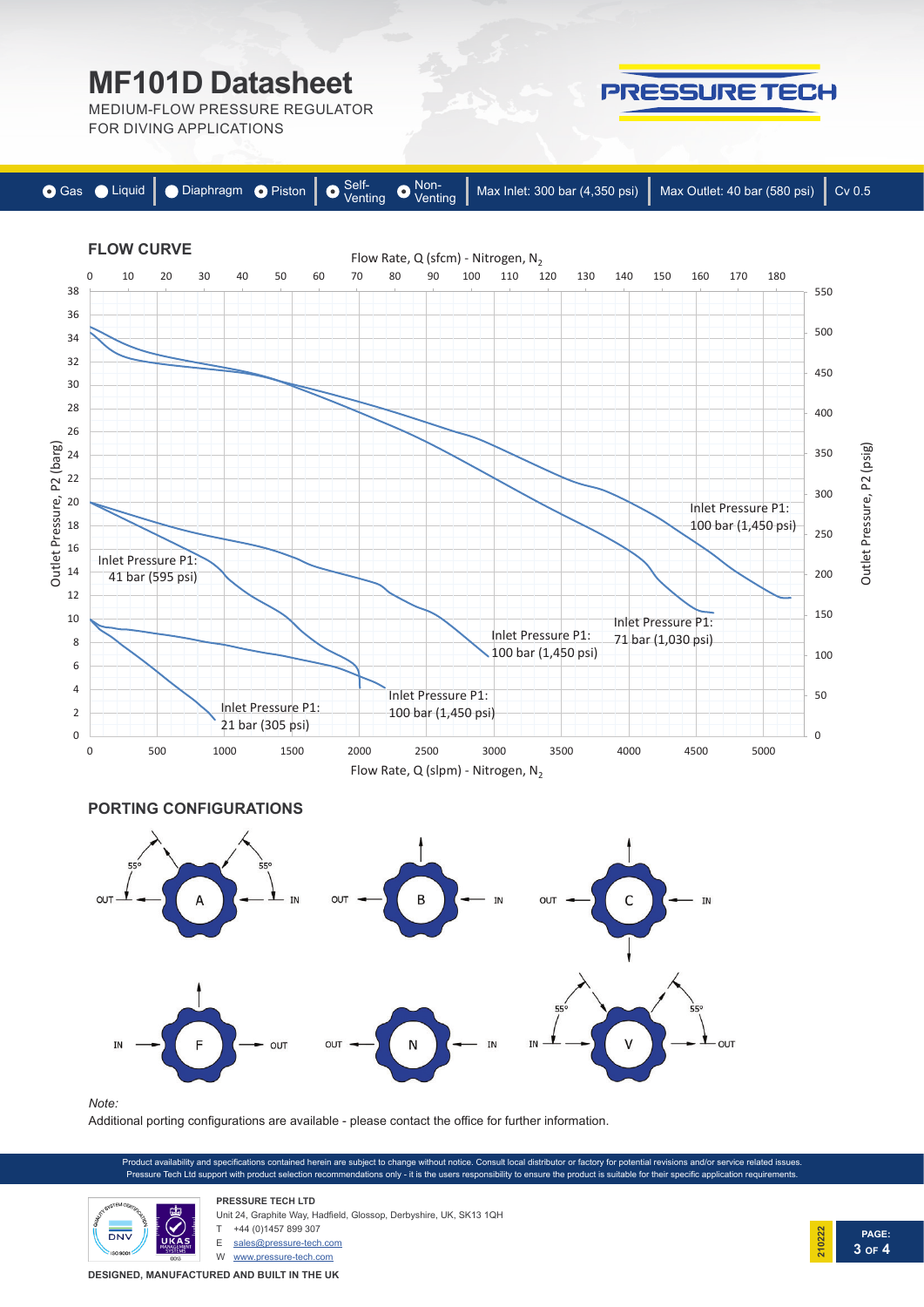# MF101D Datasheet

MEDIUM-FLOW PRESSURE REGULATOR FOR DIVING APPLICATIONS

PRESSURE TECH

Gas | Liquid | Diaphragm | Piston | Self-Venting | Non-Venting | Max Inlet: 300 bar (4,350 psi) | Max Outlet: 40 bar (580 psi) | Cv 0.5

## FLOW CURVE

Flow Rate, Q (sfcm) - Nitrogen, $N_2$

Outlet Pressure, P2 (barg)

Outlet Pressure, P2 (psig)

Inlet Pressure P1: 100 bar (1,450 psi)

Inlet Pressure P1: 41 bar (595 psi)

Inlet Pressure P1: 100 bar (1,450 psi)

Inlet Pressure P1: 71 bar (1,030 psi)

Inlet Pressure P1: 100 bar (1,450 psi)

Inlet Pressure P1: 21 bar (305 psi)

Flow Rate, Q (slpm) - Nitrogen, $N_2$

## PORTING CONFIGURATIONS

A: OUT, IN (55°, 55°)

B: OUT, IN

C: OUT, IN

F: IN, OUT

N: OUT, IN

V: IN, OUT (55°, 55°)

*Note:*

Additional porting configurations are available - please contact the office for further information.

Product availability and specifications contained herein are subject to change without notice. Consult local distributor or factory for potential revisions and/or service related issues. Pressure Tech Ltd support with product selection recommendations only - it is the users responsibility to ensure the product is suitable for their specific application requirements.

**PRESSURE TECH LTD**

Unit 24, Graphite Way, Hadfield, Glossop, Derbyshire, UK, SK13 1QH

T +44 (0)1457 899 307

E sales@pressure-tech.com

W www.pressure-tech.com

210222

**DESIGNED, MANUFACTURED AND BUILT IN THE UK**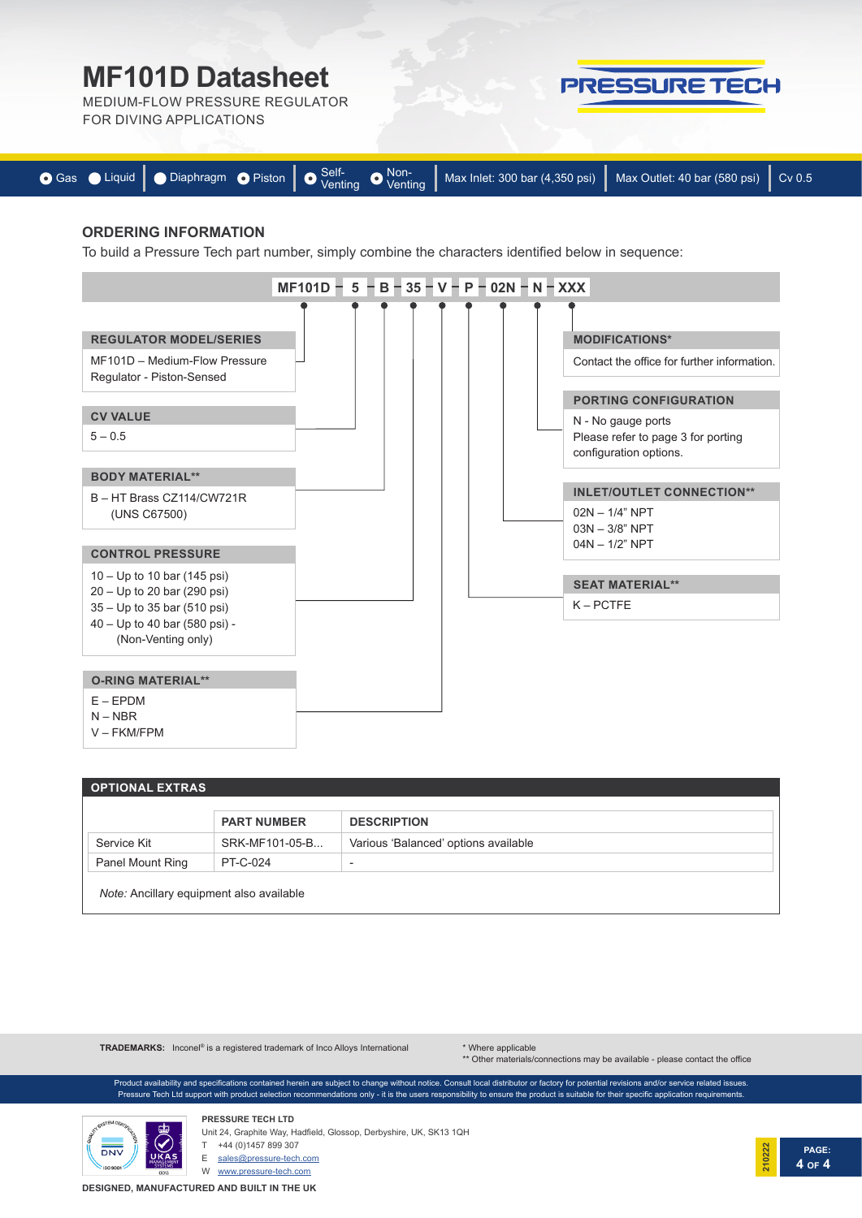# MF101D Datasheet

MEDIUM-FLOW PRESSURE REGULATOR
FOR DIVING APPLICATIONS

PRESSURE TECH

● Gas ● Liquid | ● Diaphragm ● Piston | ● Self-Venting ● Non-Venting | Max Inlet: 300 bar (4,350 psi) | Max Outlet: 40 bar (580 psi) | Cv 0.5

## ORDERING INFORMATION

To build a Pressure Tech part number, simply combine the characters identified below in sequence:

**MF101D - 5 - B - 35 - V - P - 02N - N - XXX**

### REGULATOR MODEL/SERIES

MF101D – Medium-Flow Pressure Regulator - Piston-Sensed

### CV VALUE

5 – 0.5

### BODY MATERIAL**

B – HT Brass CZ114/CW721R (UNS C67500)

### CONTROL PRESSURE

10 – Up to 10 bar (145 psi)
20 – Up to 20 bar (290 psi)
35 – Up to 35 bar (510 psi)
40 – Up to 40 bar (580 psi) - (Non-Venting only)

### O-RING MATERIAL**

E – EPDM
N – NBR
V – FKM/FPM

### MODIFICATIONS*

Contact the office for further information.

### PORTING CONFIGURATION

N - No gauge ports
Please refer to page 3 for porting configuration options.

### INLET/OUTLET CONNECTION**

02N – 1/4" NPT
03N – 3/8" NPT
04N – 1/2" NPT

### SEAT MATERIAL**

K – PCTFE

## OPTIONAL EXTRAS

| | PART NUMBER | DESCRIPTION |
|---|---|---|
| Service Kit | SRK-MF101-05-B... | Various 'Balanced' options available |
| Panel Mount Ring | PT-C-024 | - |

*Note:* Ancillary equipment also available

**TRADEMARKS:** Inconel® is a registered trademark of Inco Alloys International

\* Where applicable
** Other materials/connections may be available - please contact the office

Product availability and specifications contained herein are subject to change without notice. Consult local distributor or factory for potential revisions and/or service related issues. Pressure Tech Ltd support with product selection recommendations only - it is the users responsibility to ensure the product is suitable for their specific application requirements.

**PRESSURE TECH LTD**
Unit 24, Graphite Way, Hadfield, Glossop, Derbyshire, UK, SK13 1QH
T +44 (0)1457 899 307
E sales@pressure-tech.com
W www.pressure-tech.com

210222

**DESIGNED, MANUFACTURED AND BUILT IN THE UK**